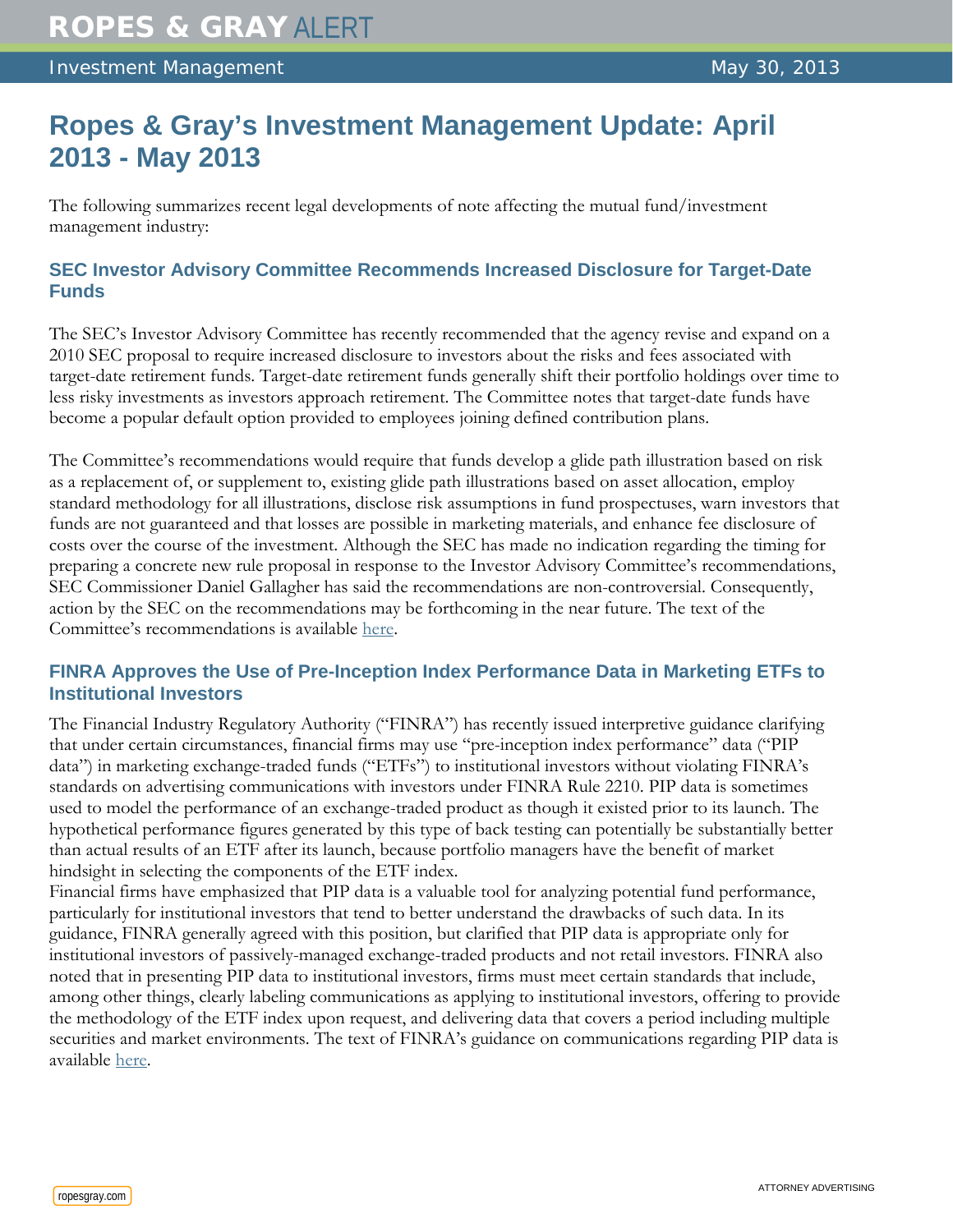# Ropes & Gray's Investment Management Update: April 2013 - May 2013

The following summarizes recent legal developments of note affecting the mutual fund/investment management industry:

## SEC Investor Advisory Committee Recommends Increased Disclosure for Target-Date Funds

The SEC's Investor Advisory Committee has recently recommended that the agency revise and expand on a 2010 SEC proposal to require increased disclosure to investors about the risks and fees associated with target-date retirement funds. Target-date retirement funds generally shift their portfolio holdings over time to less risky investments as investors approach retirement. The Committee notes that target-date funds have become a popular default option provided to employees joining defined contribution plans.

The Committee's recommendations would require that funds develop a glide path illustration based on risk as a replacement of, or supplement to, existing glide path illustrations based on asset allocation, employ standard methodology for all illustrations, disclose risk assumptions in fund prospectuses, warn investors that funds are not guaranteed and that losses are possible in marketing materials, and enhance fee disclosure of costs over the course of the investment. Although the SEC has made no indication regarding the timing for preparing a concrete new rule proposal in response to the Investor Advisory Committee's recommendations, SEC Commissioner Daniel Gallagher has said the recommendations are non-controversial. Consequently, action by the SEC on the recommendations may be forthcoming in the near future. The text of the Committee's recommendations is available here.

## FINRA Approves the Use of Pre-Inception Index Performance Data in Marketing ETFs to Institutional Investors

The Financial Industry Regulatory Authority ("FINRA") has recently issued interpretive guidance clarifying that under certain circumstances, financial firms may use "pre-inception index performance" data ("PIP data") in marketing exchange-traded funds ("ETFs") to institutional investors without violating FINRA's standards on advertising communications with investors under FINRA Rule 2210. PIP data is sometimes used to model the performance of an exchange-traded product as though it existed prior to its launch. The hypothetical performance figures generated by this type of back testing can potentially be substantially better than actual results of an ETF after its launch, because portfolio managers have the benefit of market hindsight in selecting the components of the ETF index.

Financial firms have emphasized that PIP data is a valuable tool for analyzing potential fund performance, particularly for institutional investors that tend to better understand the drawbacks of such data. In its guidance, FINRA generally agreed with this position, but clarified that PIP data is appropriate only for institutional investors of passively-managed exchange-traded products and not retail investors. FINRA also noted that in presenting PIP data to institutional investors, firms must meet certain standards that include, among other things, clearly labeling communications as applying to institutional investors, offering to provide the methodology of the ETF index upon request, and delivering data that covers a period including multiple securities and market environments. The text of FINRA's guidance on communications regarding PIP data is available here.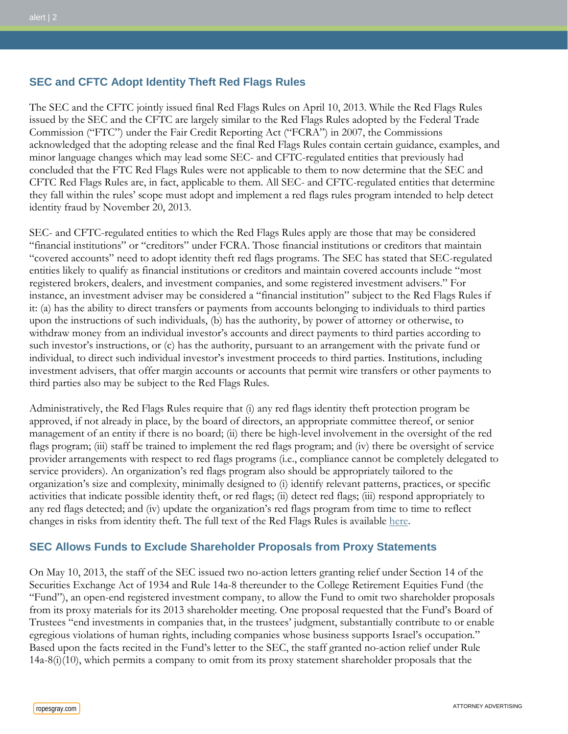## SEC and CFTC Adopt Identity Theft Red Flags Rules

The SEC and the CFTC jointly issued final Red Flags Rules on April 10, 2013. While the Red Flags Rules issued by the SEC and the CFTC are largely similar to the Red Flags Rules adopted by the Federal Trade Commission ("FTC") under the Fair Credit Reporting Act ("FCRA") in 2007, the Commissions acknowledged that the adopting release and the final Red Flags Rules contain certain guidance, examples, and minor language changes which may lead some SEC- and CFTC-regulated entities that previously had concluded that the FTC Red Flags Rules were not applicable to them to now determine that the SEC and CFTC Red Flags Rules are, in fact, applicable to them. All SEC- and CFTC-regulated entities that determine they fall within the rules' scope must adopt and implement a red flags rules program intended to help detect identity fraud by November 20, 2013.

SEC- and CFTC-regulated entities to which the Red Flags Rules apply are those that may be considered "financial institutions" or "creditors" under FCRA. Those financial institutions or creditors that maintain "covered accounts" need to adopt identity theft red flags programs. The SEC has stated that SEC-regulated entities likely to qualify as financial institutions or creditors and maintain covered accounts include "most registered brokers, dealers, and investment companies, and some registered investment advisers." For instance, an investment adviser may be considered a "financial institution" subject to the Red Flags Rules if it: (a) has the ability to direct transfers or payments from accounts belonging to individuals to third parties upon the instructions of such individuals, (b) has the authority, by power of attorney or otherwise, to withdraw money from an individual investor's accounts and direct payments to third parties according to such investor's instructions, or (c) has the authority, pursuant to an arrangement with the private fund or individual, to direct such individual investor's investment proceeds to third parties. Institutions, including investment advisers, that offer margin accounts or accounts that permit wire transfers or other payments to third parties also may be subject to the Red Flags Rules.

Administratively, the Red Flags Rules require that (i) any red flags identity theft protection program be approved, if not already in place, by the board of directors, an appropriate committee thereof, or senior management of an entity if there is no board; (ii) there be high-level involvement in the oversight of the red flags program; (iii) staff be trained to implement the red flags program; and (iv) there be oversight of service provider arrangements with respect to red flags programs (i.e., compliance cannot be completely delegated to service providers). An organization's red flags program also should be appropriately tailored to the organization's size and complexity, minimally designed to (i) identify relevant patterns, practices, or specific activities that indicate possible identity theft, or red flags; (ii) detect red flags; (iii) respond appropriately to any red flags detected; and (iv) update the organization's red flags program from time to time to reflect changes in risks from identity theft. The full text of the Red Flags Rules is available here.

## SEC Allows Funds to Exclude Shareholder Proposals from Proxy Statements

On May 10, 2013, the staff of the SEC issued two no-action letters granting relief under Section 14 of the Securities Exchange Act of 1934 and Rule 14a-8 thereunder to the College Retirement Equities Fund (the "Fund"), an open-end registered investment company, to allow the Fund to omit two shareholder proposals from its proxy materials for its 2013 shareholder meeting. One proposal requested that the Fund's Board of Trustees "end investments in companies that, in the trustees' judgment, substantially contribute to or enable egregious violations of human rights, including companies whose business supports Israel's occupation." Based upon the facts recited in the Fund's letter to the SEC, the staff granted no-action relief under Rule 14a-8(i)(10), which permits a company to omit from its proxy statement shareholder proposals that the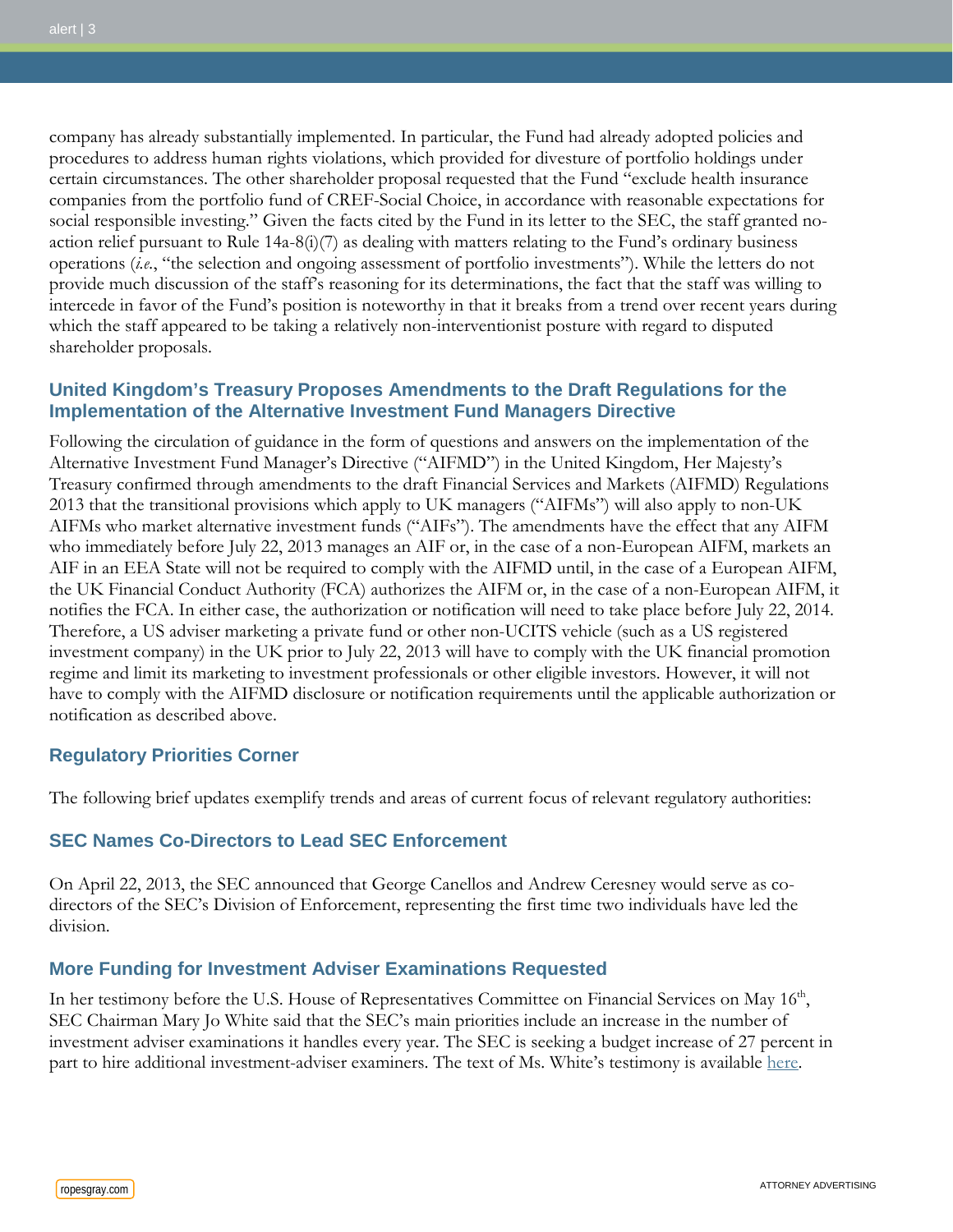company has already substantially implemented. In particular, the Fund had already adopted policies and procedures to address human rights violations, which provided for divesture of portfolio holdings under certain circumstances. The other shareholder proposal requested that the Fund "exclude health insurance companies from the portfolio fund of CREF-Social Choice, in accordance with reasonable expectations for social responsible investing." Given the facts cited by the Fund in its letter to the SEC, the staff granted no-action relief pursuant to Rule 14a-8(i)(7) as dealing with matters relating to the Fund's ordinary business operations (*i.e.*, "the selection and ongoing assessment of portfolio investments"). While the letters do not provide much discussion of the staff's reasoning for its determinations, the fact that the staff was willing to intercede in favor of the Fund's position is noteworthy in that it breaks from a trend over recent years during which the staff appeared to be taking a relatively non-interventionist posture with regard to disputed shareholder proposals.

## United Kingdom's Treasury Proposes Amendments to the Draft Regulations for the Implementation of the Alternative Investment Fund Managers Directive

Following the circulation of guidance in the form of questions and answers on the implementation of the Alternative Investment Fund Manager's Directive ("AIFMD") in the United Kingdom, Her Majesty's Treasury confirmed through amendments to the draft Financial Services and Markets (AIFMD) Regulations 2013 that the transitional provisions which apply to UK managers ("AIFMs") will also apply to non-UK AIFMs who market alternative investment funds ("AIFs"). The amendments have the effect that any AIFM who immediately before July 22, 2013 manages an AIF or, in the case of a non-European AIFM, markets an AIF in an EEA State will not be required to comply with the AIFMD until, in the case of a European AIFM, the UK Financial Conduct Authority (FCA) authorizes the AIFM or, in the case of a non-European AIFM, it notifies the FCA. In either case, the authorization or notification will need to take place before July 22, 2014. Therefore, a US adviser marketing a private fund or other non-UCITS vehicle (such as a US registered investment company) in the UK prior to July 22, 2013 will have to comply with the UK financial promotion regime and limit its marketing to investment professionals or other eligible investors. However, it will not have to comply with the AIFMD disclosure or notification requirements until the applicable authorization or notification as described above.

## Regulatory Priorities Corner

The following brief updates exemplify trends and areas of current focus of relevant regulatory authorities:

## SEC Names Co-Directors to Lead SEC Enforcement

On April 22, 2013, the SEC announced that George Canellos and Andrew Ceresney would serve as co-directors of the SEC's Division of Enforcement, representing the first time two individuals have led the division.

## More Funding for Investment Adviser Examinations Requested

In her testimony before the U.S. House of Representatives Committee on Financial Services on May 16th, SEC Chairman Mary Jo White said that the SEC's main priorities include an increase in the number of investment adviser examinations it handles every year. The SEC is seeking a budget increase of 27 percent in part to hire additional investment-adviser examiners. The text of Ms. White's testimony is available here.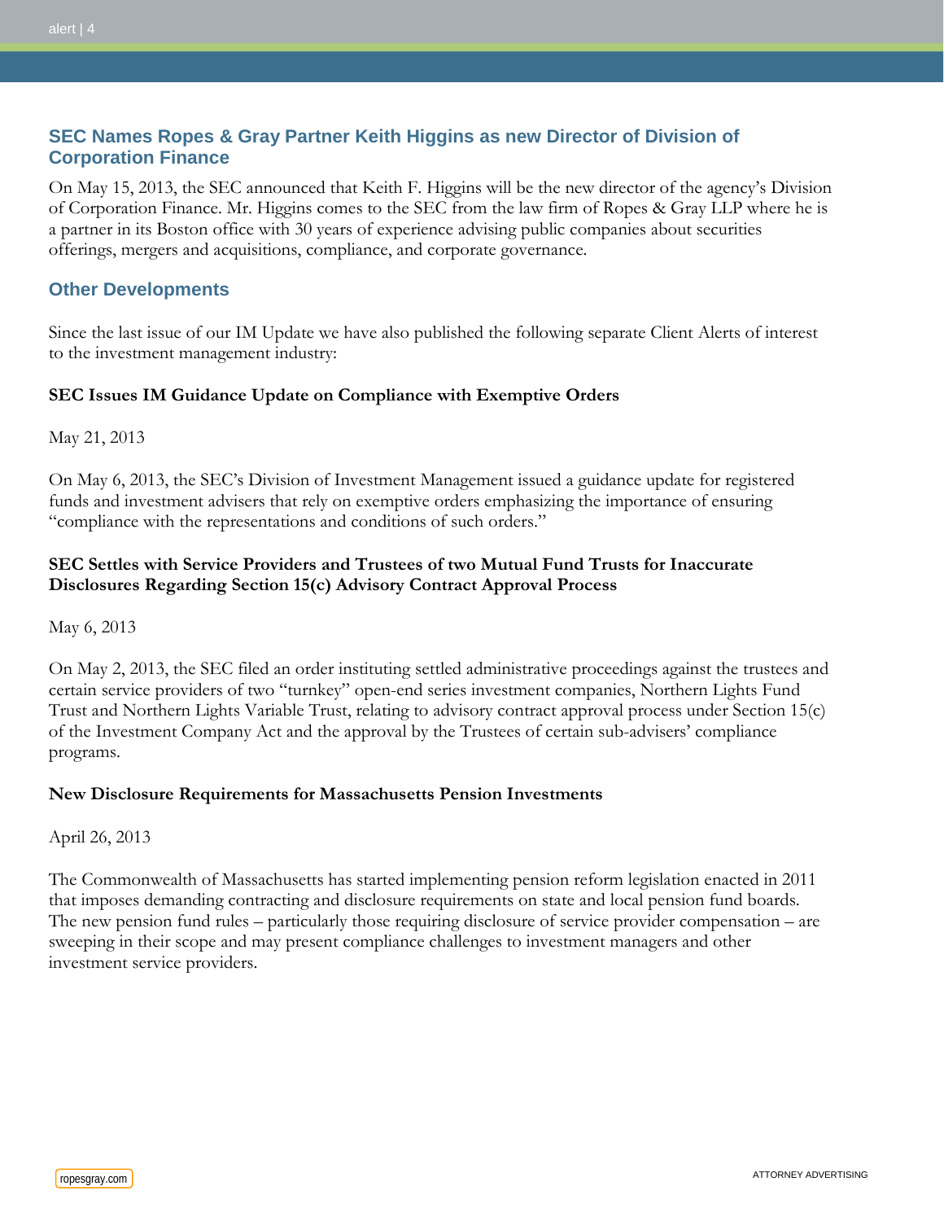## SEC Names Ropes & Gray Partner Keith Higgins as new Director of Division of Corporation Finance

On May 15, 2013, the SEC announced that Keith F. Higgins will be the new director of the agency's Division of Corporation Finance. Mr. Higgins comes to the SEC from the law firm of Ropes & Gray LLP where he is a partner in its Boston office with 30 years of experience advising public companies about securities offerings, mergers and acquisitions, compliance, and corporate governance.

## Other Developments

Since the last issue of our IM Update we have also published the following separate Client Alerts of interest to the investment management industry:

**SEC Issues IM Guidance Update on Compliance with Exemptive Orders**

May 21, 2013

On May 6, 2013, the SEC's Division of Investment Management issued a guidance update for registered funds and investment advisers that rely on exemptive orders emphasizing the importance of ensuring "compliance with the representations and conditions of such orders."

**SEC Settles with Service Providers and Trustees of two Mutual Fund Trusts for Inaccurate Disclosures Regarding Section 15(c) Advisory Contract Approval Process**

May 6, 2013

On May 2, 2013, the SEC filed an order instituting settled administrative proceedings against the trustees and certain service providers of two "turnkey" open-end series investment companies, Northern Lights Fund Trust and Northern Lights Variable Trust, relating to advisory contract approval process under Section 15(c) of the Investment Company Act and the approval by the Trustees of certain sub-advisers' compliance programs.

**New Disclosure Requirements for Massachusetts Pension Investments**

April 26, 2013

The Commonwealth of Massachusetts has started implementing pension reform legislation enacted in 2011 that imposes demanding contracting and disclosure requirements on state and local pension fund boards. The new pension fund rules – particularly those requiring disclosure of service provider compensation – are sweeping in their scope and may present compliance challenges to investment managers and other investment service providers.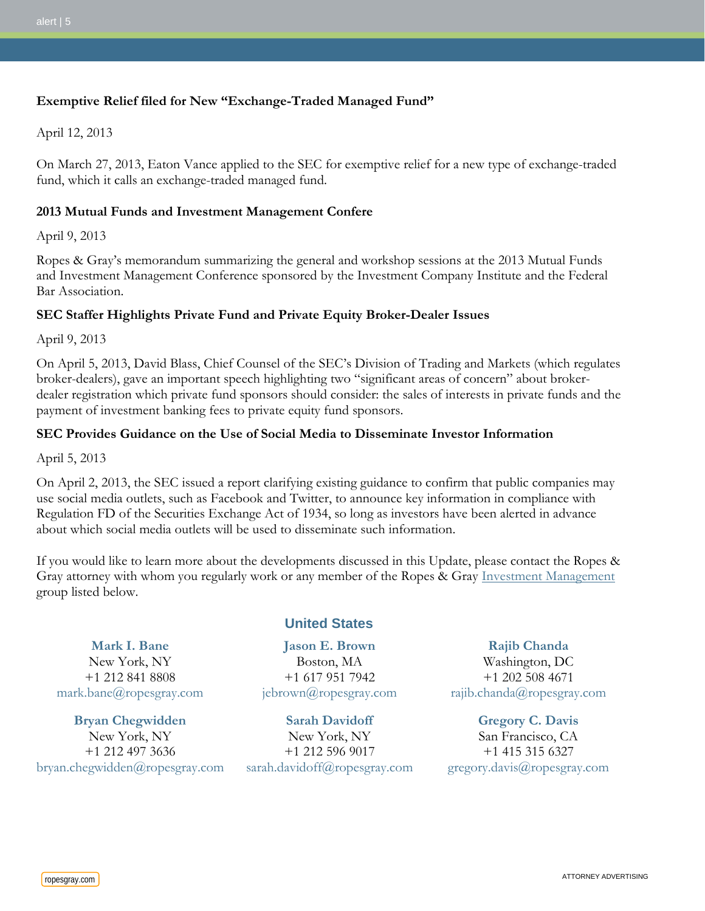**Exemptive Relief filed for New "Exchange-Traded Managed Fund"**

April 12, 2013

On March 27, 2013, Eaton Vance applied to the SEC for exemptive relief for a new type of exchange-traded fund, which it calls an exchange-traded managed fund.

**2013 Mutual Funds and Investment Management Confere**

April 9, 2013

Ropes & Gray's memorandum summarizing the general and workshop sessions at the 2013 Mutual Funds and Investment Management Conference sponsored by the Investment Company Institute and the Federal Bar Association.

**SEC Staffer Highlights Private Fund and Private Equity Broker-Dealer Issues**

April 9, 2013

On April 5, 2013, David Blass, Chief Counsel of the SEC's Division of Trading and Markets (which regulates broker-dealers), gave an important speech highlighting two "significant areas of concern" about broker-dealer registration which private fund sponsors should consider: the sales of interests in private funds and the payment of investment banking fees to private equity fund sponsors.

**SEC Provides Guidance on the Use of Social Media to Disseminate Investor Information**

April 5, 2013

On April 2, 2013, the SEC issued a report clarifying existing guidance to confirm that public companies may use social media outlets, such as Facebook and Twitter, to announce key information in compliance with Regulation FD of the Securities Exchange Act of 1934, so long as investors have been alerted in advance about which social media outlets will be used to disseminate such information.

If you would like to learn more about the developments discussed in this Update, please contact the Ropes & Gray attorney with whom you regularly work or any member of the Ropes & Gray Investment Management group listed below.

## United States

**Mark I. Bane**
New York, NY
+1 212 841 8808
mark.bane@ropesgray.com

**Jason E. Brown**
Boston, MA
+1 617 951 7942
jebrown@ropesgray.com

**Rajib Chanda**
Washington, DC
+1 202 508 4671
rajib.chanda@ropesgray.com

**Bryan Chegwidden**
New York, NY
+1 212 497 3636
bryan.chegwidden@ropesgray.com

**Sarah Davidoff**
New York, NY
+1 212 596 9017
sarah.davidoff@ropesgray.com

**Gregory C. Davis**
San Francisco, CA
+1 415 315 6327
gregory.davis@ropesgray.com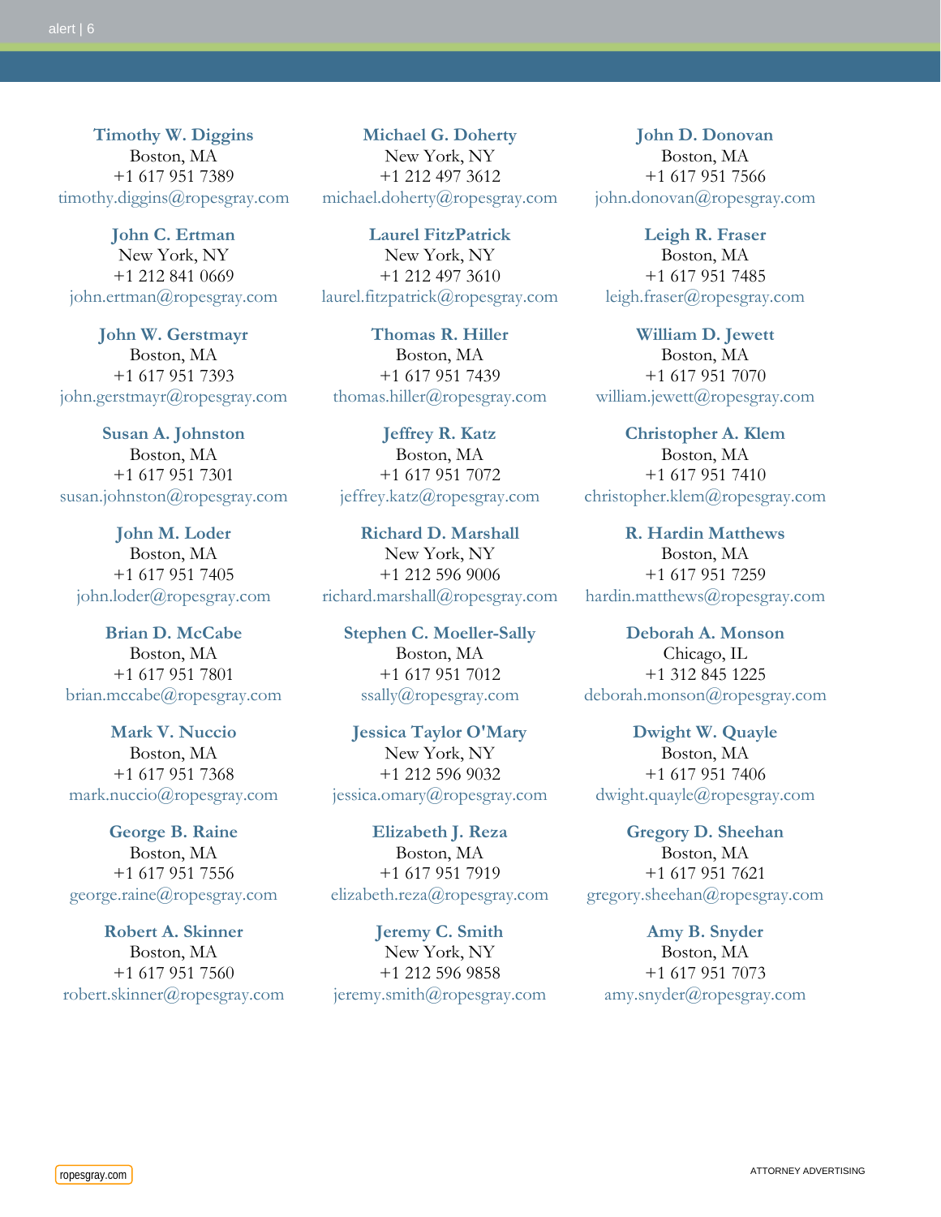**Timothy W. Diggins**
Boston, MA
+1 617 951 7389
timothy.diggins@ropesgray.com

**Michael G. Doherty**
New York, NY
+1 212 497 3612
michael.doherty@ropesgray.com

**John D. Donovan**
Boston, MA
+1 617 951 7566
john.donovan@ropesgray.com

**John C. Ertman**
New York, NY
+1 212 841 0669
john.ertman@ropesgray.com

**Laurel FitzPatrick**
New York, NY
+1 212 497 3610
laurel.fitzpatrick@ropesgray.com

**Leigh R. Fraser**
Boston, MA
+1 617 951 7485
leigh.fraser@ropesgray.com

**John W. Gerstmayr**
Boston, MA
+1 617 951 7393
john.gerstmayr@ropesgray.com

**Thomas R. Hiller**
Boston, MA
+1 617 951 7439
thomas.hiller@ropesgray.com

**William D. Jewett**
Boston, MA
+1 617 951 7070
william.jewett@ropesgray.com

**Susan A. Johnston**
Boston, MA
+1 617 951 7301
susan.johnston@ropesgray.com

**Jeffrey R. Katz**
Boston, MA
+1 617 951 7072
jeffrey.katz@ropesgray.com

**Christopher A. Klem**
Boston, MA
+1 617 951 7410
christopher.klem@ropesgray.com

**John M. Loder**
Boston, MA
+1 617 951 7405
john.loder@ropesgray.com

**Richard D. Marshall**
New York, NY
+1 212 596 9006
richard.marshall@ropesgray.com

**R. Hardin Matthews**
Boston, MA
+1 617 951 7259
hardin.matthews@ropesgray.com

**Brian D. McCabe**
Boston, MA
+1 617 951 7801
brian.mccabe@ropesgray.com

**Stephen C. Moeller-Sally**
Boston, MA
+1 617 951 7012
ssally@ropesgray.com

**Deborah A. Monson**
Chicago, IL
+1 312 845 1225
deborah.monson@ropesgray.com

**Mark V. Nuccio**
Boston, MA
+1 617 951 7368
mark.nuccio@ropesgray.com

**Jessica Taylor O'Mary**
New York, NY
+1 212 596 9032
jessica.omary@ropesgray.com

**Dwight W. Quayle**
Boston, MA
+1 617 951 7406
dwight.quayle@ropesgray.com

**George B. Raine**
Boston, MA
+1 617 951 7556
george.raine@ropesgray.com

**Elizabeth J. Reza**
Boston, MA
+1 617 951 7919
elizabeth.reza@ropesgray.com

**Gregory D. Sheehan**
Boston, MA
+1 617 951 7621
gregory.sheehan@ropesgray.com

**Robert A. Skinner**
Boston, MA
+1 617 951 7560
robert.skinner@ropesgray.com

**Jeremy C. Smith**
New York, NY
+1 212 596 9858
jeremy.smith@ropesgray.com

**Amy B. Snyder**
Boston, MA
+1 617 951 7073
amy.snyder@ropesgray.com

ATTORNEY ADVERTISING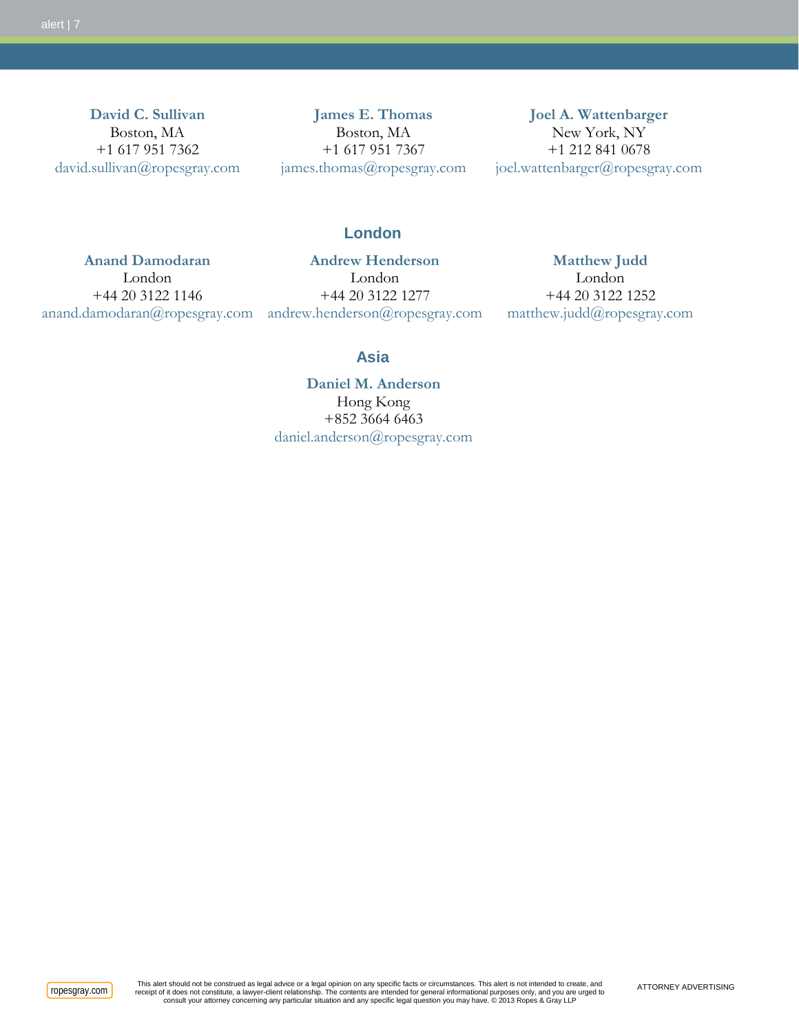**David C. Sullivan**
Boston, MA
+1 617 951 7362
david.sullivan@ropesgray.com

**James E. Thomas**
Boston, MA
+1 617 951 7367
james.thomas@ropesgray.com

**Joel A. Wattenbarger**
New York, NY
+1 212 841 0678
joel.wattenbarger@ropesgray.com

## London

**Anand Damodaran**
London
+44 20 3122 1146
anand.damodaran@ropesgray.com

**Andrew Henderson**
London
+44 20 3122 1277
andrew.henderson@ropesgray.com

**Matthew Judd**
London
+44 20 3122 1252
matthew.judd@ropesgray.com

## Asia

**Daniel M. Anderson**
Hong Kong
+852 3664 6463
daniel.anderson@ropesgray.com

ropesgray.com

This alert should not be construed as legal advice or a legal opinion on any specific facts or circumstances. This alert is not intended to create, and receipt of it does not constitute, a lawyer-client relationship. The contents are intended for general informational purposes only, and you are urged to consult your attorney concerning any particular situation and any specific legal question you may have. © 2013 Ropes & Gray LLP

ATTORNEY ADVERTISING